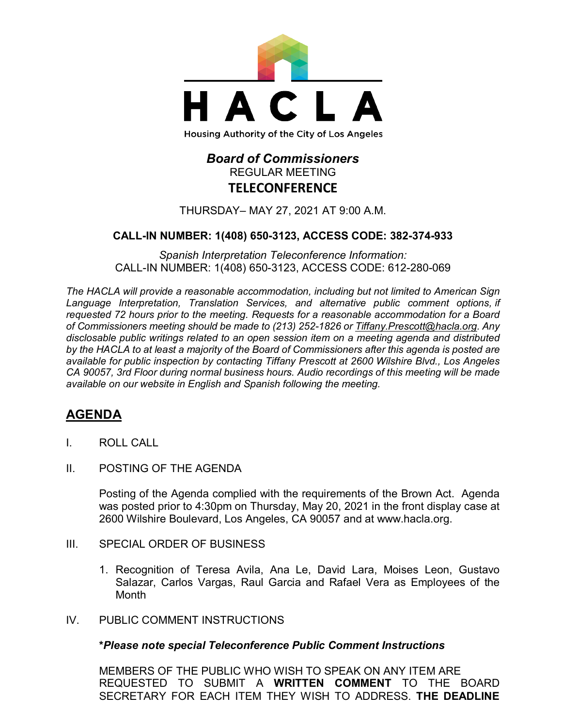# HACLA

Housing Authority of the City of Los Angeles

## *Board of Commissioners*

REGULAR MEETING

**TELECONFERENCE**

THURSDAY– MAY 27, 2021 AT 9:00 A.M.

**CALL-IN NUMBER: 1(408) 650-3123, ACCESS CODE: 382-374-933**

*Spanish Interpretation Teleconference Information:*
CALL-IN NUMBER: 1(408) 650-3123, ACCESS CODE: 612-280-069

*The HACLA will provide a reasonable accommodation, including but not limited to American Sign Language Interpretation, Translation Services, and alternative public comment options, if requested 72 hours prior to the meeting. Requests for a reasonable accommodation for a Board of Commissioners meeting should be made to (213) 252-1826 or Tiffany.Prescott@hacla.org. Any disclosable public writings related to an open session item on a meeting agenda and distributed by the HACLA to at least a majority of the Board of Commissioners after this agenda is posted are available for public inspection by contacting Tiffany Prescott at 2600 Wilshire Blvd., Los Angeles CA 90057, 3rd Floor during normal business hours. Audio recordings of this meeting will be made available on our website in English and Spanish following the meeting.*

## AGENDA

I. ROLL CALL

II. POSTING OF THE AGENDA

Posting of the Agenda complied with the requirements of the Brown Act. Agenda was posted prior to 4:30pm on Thursday, May 20, 2021 in the front display case at 2600 Wilshire Boulevard, Los Angeles, CA 90057 and at www.hacla.org.

III. SPECIAL ORDER OF BUSINESS

1. Recognition of Teresa Avila, Ana Le, David Lara, Moises Leon, Gustavo Salazar, Carlos Vargas, Raul Garcia and Rafael Vera as Employees of the Month

IV. PUBLIC COMMENT INSTRUCTIONS

***Please note special Teleconference Public Comment Instructions***

MEMBERS OF THE PUBLIC WHO WISH TO SPEAK ON ANY ITEM ARE REQUESTED TO SUBMIT A **WRITTEN COMMENT** TO THE BOARD SECRETARY FOR EACH ITEM THEY WISH TO ADDRESS. **THE DEADLINE**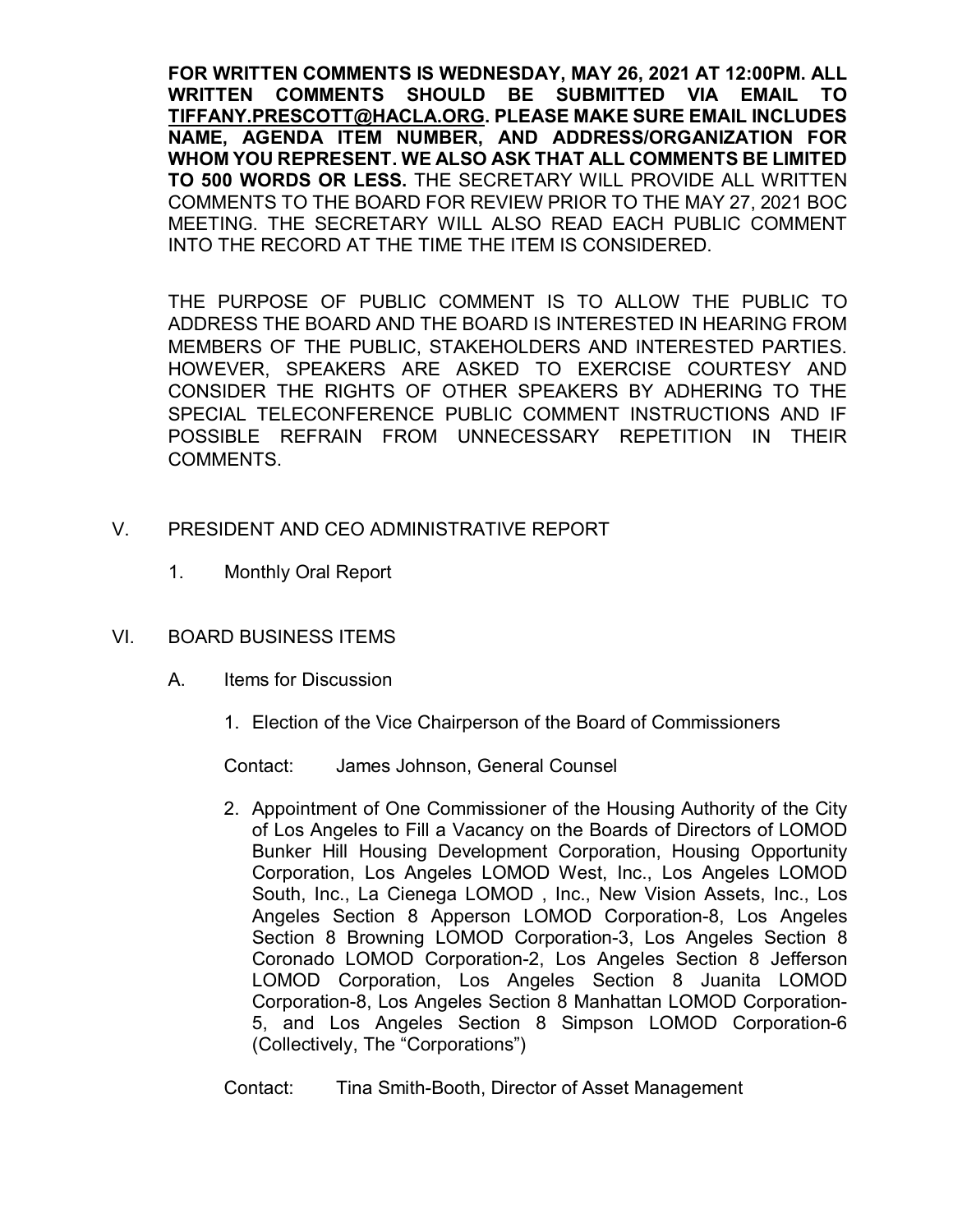**FOR WRITTEN COMMENTS IS WEDNESDAY, MAY 26, 2021 AT 12:00PM. ALL WRITTEN COMMENTS SHOULD BE SUBMITTED VIA EMAIL TO TIFFANY.PRESCOTT@HACLA.ORG. PLEASE MAKE SURE EMAIL INCLUDES NAME, AGENDA ITEM NUMBER, AND ADDRESS/ORGANIZATION FOR WHOM YOU REPRESENT. WE ALSO ASK THAT ALL COMMENTS BE LIMITED TO 500 WORDS OR LESS.** THE SECRETARY WILL PROVIDE ALL WRITTEN COMMENTS TO THE BOARD FOR REVIEW PRIOR TO THE MAY 27, 2021 BOC MEETING. THE SECRETARY WILL ALSO READ EACH PUBLIC COMMENT INTO THE RECORD AT THE TIME THE ITEM IS CONSIDERED.

THE PURPOSE OF PUBLIC COMMENT IS TO ALLOW THE PUBLIC TO ADDRESS THE BOARD AND THE BOARD IS INTERESTED IN HEARING FROM MEMBERS OF THE PUBLIC, STAKEHOLDERS AND INTERESTED PARTIES. HOWEVER, SPEAKERS ARE ASKED TO EXERCISE COURTESY AND CONSIDER THE RIGHTS OF OTHER SPEAKERS BY ADHERING TO THE SPECIAL TELECONFERENCE PUBLIC COMMENT INSTRUCTIONS AND IF POSSIBLE REFRAIN FROM UNNECESSARY REPETITION IN THEIR COMMENTS.

## V. PRESIDENT AND CEO ADMINISTRATIVE REPORT

1. Monthly Oral Report

## VI. BOARD BUSINESS ITEMS

### A. Items for Discussion

1. Election of the Vice Chairperson of the Board of Commissioners

   Contact: James Johnson, General Counsel

2. Appointment of One Commissioner of the Housing Authority of the City of Los Angeles to Fill a Vacancy on the Boards of Directors of LOMOD Bunker Hill Housing Development Corporation, Housing Opportunity Corporation, Los Angeles LOMOD West, Inc., Los Angeles LOMOD South, Inc., La Cienega LOMOD , Inc., New Vision Assets, Inc., Los Angeles Section 8 Apperson LOMOD Corporation-8, Los Angeles Section 8 Browning LOMOD Corporation-3, Los Angeles Section 8 Coronado LOMOD Corporation-2, Los Angeles Section 8 Jefferson LOMOD Corporation, Los Angeles Section 8 Juanita LOMOD Corporation-8, Los Angeles Section 8 Manhattan LOMOD Corporation-5, and Los Angeles Section 8 Simpson LOMOD Corporation-6 (Collectively, The "Corporations")

   Contact: Tina Smith-Booth, Director of Asset Management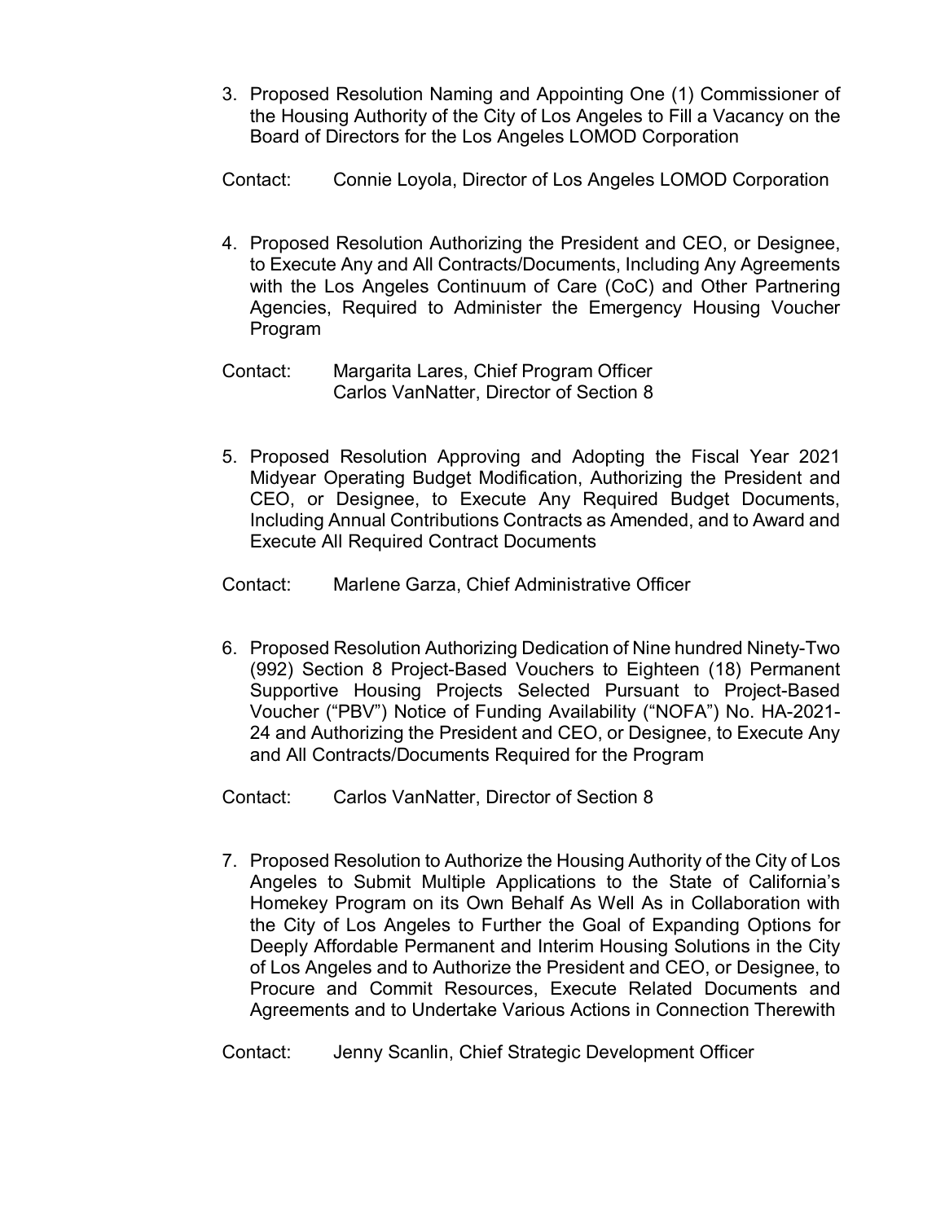3. Proposed Resolution Naming and Appointing One (1) Commissioner of the Housing Authority of the City of Los Angeles to Fill a Vacancy on the Board of Directors for the Los Angeles LOMOD Corporation

Contact: Connie Loyola, Director of Los Angeles LOMOD Corporation

4. Proposed Resolution Authorizing the President and CEO, or Designee, to Execute Any and All Contracts/Documents, Including Any Agreements with the Los Angeles Continuum of Care (CoC) and Other Partnering Agencies, Required to Administer the Emergency Housing Voucher Program

Contact: Margarita Lares, Chief Program Officer
Carlos VanNatter, Director of Section 8

5. Proposed Resolution Approving and Adopting the Fiscal Year 2021 Midyear Operating Budget Modification, Authorizing the President and CEO, or Designee, to Execute Any Required Budget Documents, Including Annual Contributions Contracts as Amended, and to Award and Execute All Required Contract Documents

Contact: Marlene Garza, Chief Administrative Officer

6. Proposed Resolution Authorizing Dedication of Nine hundred Ninety-Two (992) Section 8 Project-Based Vouchers to Eighteen (18) Permanent Supportive Housing Projects Selected Pursuant to Project-Based Voucher ("PBV") Notice of Funding Availability ("NOFA") No. HA-2021-24 and Authorizing the President and CEO, or Designee, to Execute Any and All Contracts/Documents Required for the Program

Contact: Carlos VanNatter, Director of Section 8

7. Proposed Resolution to Authorize the Housing Authority of the City of Los Angeles to Submit Multiple Applications to the State of California's Homekey Program on its Own Behalf As Well As in Collaboration with the City of Los Angeles to Further the Goal of Expanding Options for Deeply Affordable Permanent and Interim Housing Solutions in the City of Los Angeles and to Authorize the President and CEO, or Designee, to Procure and Commit Resources, Execute Related Documents and Agreements and to Undertake Various Actions in Connection Therewith

Contact: Jenny Scanlin, Chief Strategic Development Officer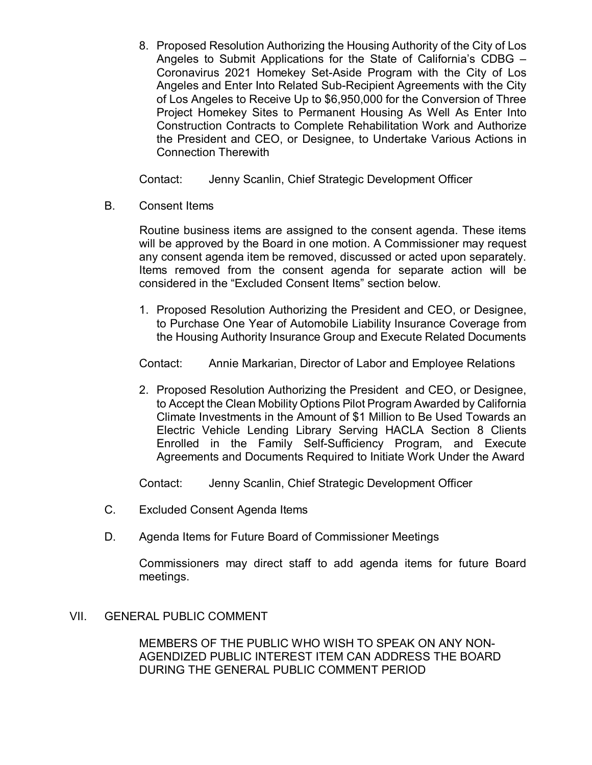8. Proposed Resolution Authorizing the Housing Authority of the City of Los Angeles to Submit Applications for the State of California's CDBG – Coronavirus 2021 Homekey Set-Aside Program with the City of Los Angeles and Enter Into Related Sub-Recipient Agreements with the City of Los Angeles to Receive Up to $6,950,000 for the Conversion of Three Project Homekey Sites to Permanent Housing As Well As Enter Into Construction Contracts to Complete Rehabilitation Work and Authorize the President and CEO, or Designee, to Undertake Various Actions in Connection Therewith

   Contact: Jenny Scanlin, Chief Strategic Development Officer

B. Consent Items

   Routine business items are assigned to the consent agenda. These items will be approved by the Board in one motion. A Commissioner may request any consent agenda item be removed, discussed or acted upon separately. Items removed from the consent agenda for separate action will be considered in the "Excluded Consent Items" section below.

   1. Proposed Resolution Authorizing the President and CEO, or Designee, to Purchase One Year of Automobile Liability Insurance Coverage from the Housing Authority Insurance Group and Execute Related Documents

   Contact: Annie Markarian, Director of Labor and Employee Relations

   2. Proposed Resolution Authorizing the President and CEO, or Designee, to Accept the Clean Mobility Options Pilot Program Awarded by California Climate Investments in the Amount of $1 Million to Be Used Towards an Electric Vehicle Lending Library Serving HACLA Section 8 Clients Enrolled in the Family Self-Sufficiency Program, and Execute Agreements and Documents Required to Initiate Work Under the Award

   Contact: Jenny Scanlin, Chief Strategic Development Officer

C. Excluded Consent Agenda Items

D. Agenda Items for Future Board of Commissioner Meetings

   Commissioners may direct staff to add agenda items for future Board meetings.

VII. GENERAL PUBLIC COMMENT

   MEMBERS OF THE PUBLIC WHO WISH TO SPEAK ON ANY NON-AGENDIZED PUBLIC INTEREST ITEM CAN ADDRESS THE BOARD DURING THE GENERAL PUBLIC COMMENT PERIOD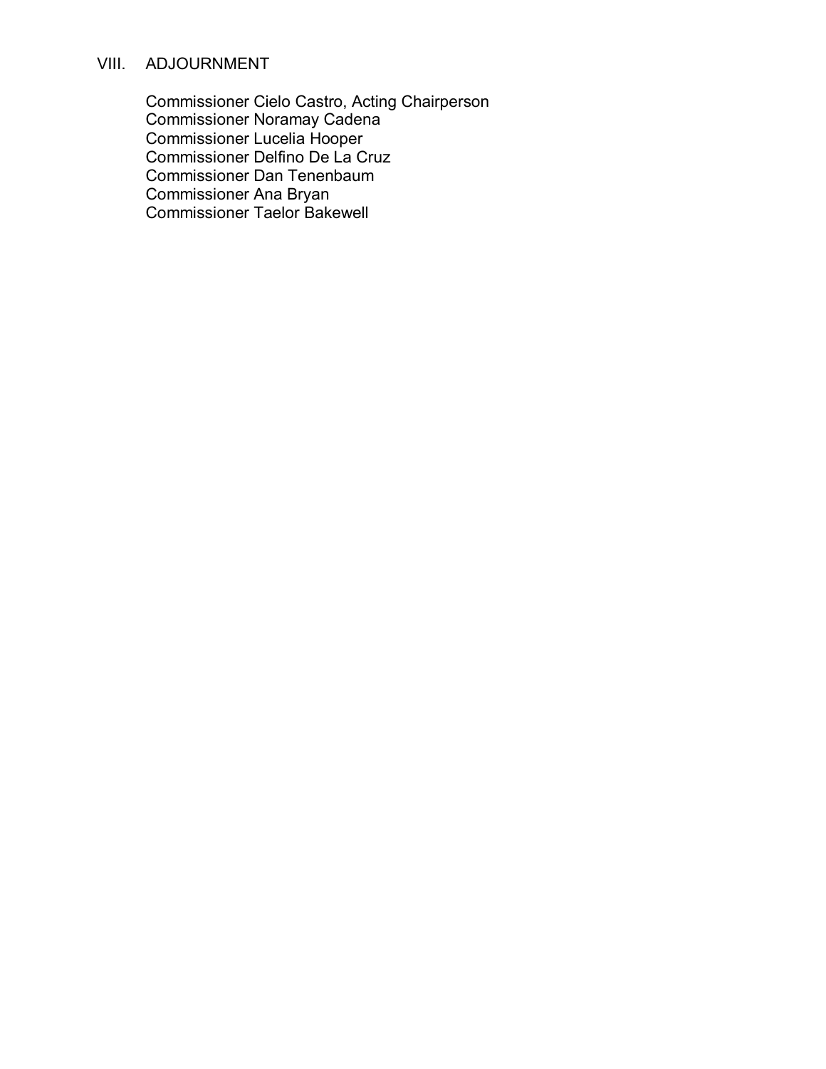## VIII. ADJOURNMENT

Commissioner Cielo Castro, Acting Chairperson
Commissioner Noramay Cadena
Commissioner Lucelia Hooper
Commissioner Delfino De La Cruz
Commissioner Dan Tenenbaum
Commissioner Ana Bryan
Commissioner Taelor Bakewell